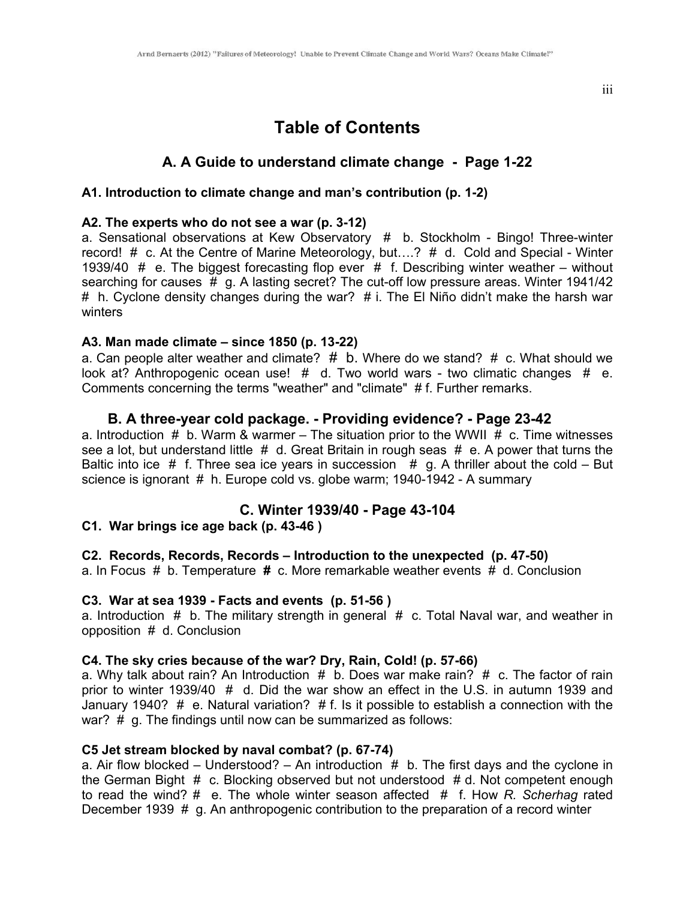# Table of Contents

## A. A Guide to understand climate change - Page 1-22

### A1. Introduction to climate change and man's contribution (p. 1-2)

### A2. The experts who do not see a war (p. 3-12)

a. Sensational observations at Kew Observatory # b. Stockholm - Bingo! Three-winter record! # c. At the Centre of Marine Meteorology, but….? # d. Cold and Special - Winter 1939/40 # e. The biggest forecasting flop ever # f. Describing winter weather – without searching for causes # g. A lasting secret? The cut-off low pressure areas. Winter 1941/42 # h. Cyclone density changes during the war? # i. The El Niño didn't make the harsh war winters

### A3. Man made climate – since 1850 (p. 13-22)

a. Can people alter weather and climate? # b. Where do we stand? # c. What should we look at? Anthropogenic ocean use! # d. Two world wars - two climatic changes # e. Comments concerning the terms "weather" and "climate" # f. Further remarks.

## B. A three-year cold package. - Providing evidence? - Page 23-42

a. Introduction # b. Warm & warmer – The situation prior to the WWII # c. Time witnesses see a lot, but understand little # d. Great Britain in rough seas # e. A power that turns the Baltic into ice # f. Three sea ice years in succession # g. A thriller about the cold – But science is ignorant # h. Europe cold vs. globe warm; 1940-1942 - A summary

## C. Winter 1939/40 - Page 43-104

### C1. War brings ice age back (p. 43-46 )

### C2. Records, Records, Records – Introduction to the unexpected (p. 47-50)

a. In Focus # b. Temperature **#** c. More remarkable weather events # d. Conclusion

### C3. War at sea 1939 - Facts and events (p. 51-56 )

a. Introduction # b. The military strength in general # c. Total Naval war, and weather in opposition # d. Conclusion

### C4. The sky cries because of the war? Dry, Rain, Cold! (p. 57-66)

a. Why talk about rain? An Introduction # b. Does war make rain? # c. The factor of rain prior to winter 1939/40 # d. Did the war show an effect in the U.S. in autumn 1939 and January 1940? # e. Natural variation? # f. Is it possible to establish a connection with the war? # g. The findings until now can be summarized as follows:

### C5 Jet stream blocked by naval combat? (p. 67-74)

a. Air flow blocked – Understood? – An introduction # b. The first days and the cyclone in the German Bight # c. Blocking observed but not understood # d. Not competent enough to read the wind? # e. The whole winter season affected # f. How *R. Scherhag* rated December 1939 # g. An anthropogenic contribution to the preparation of a record winter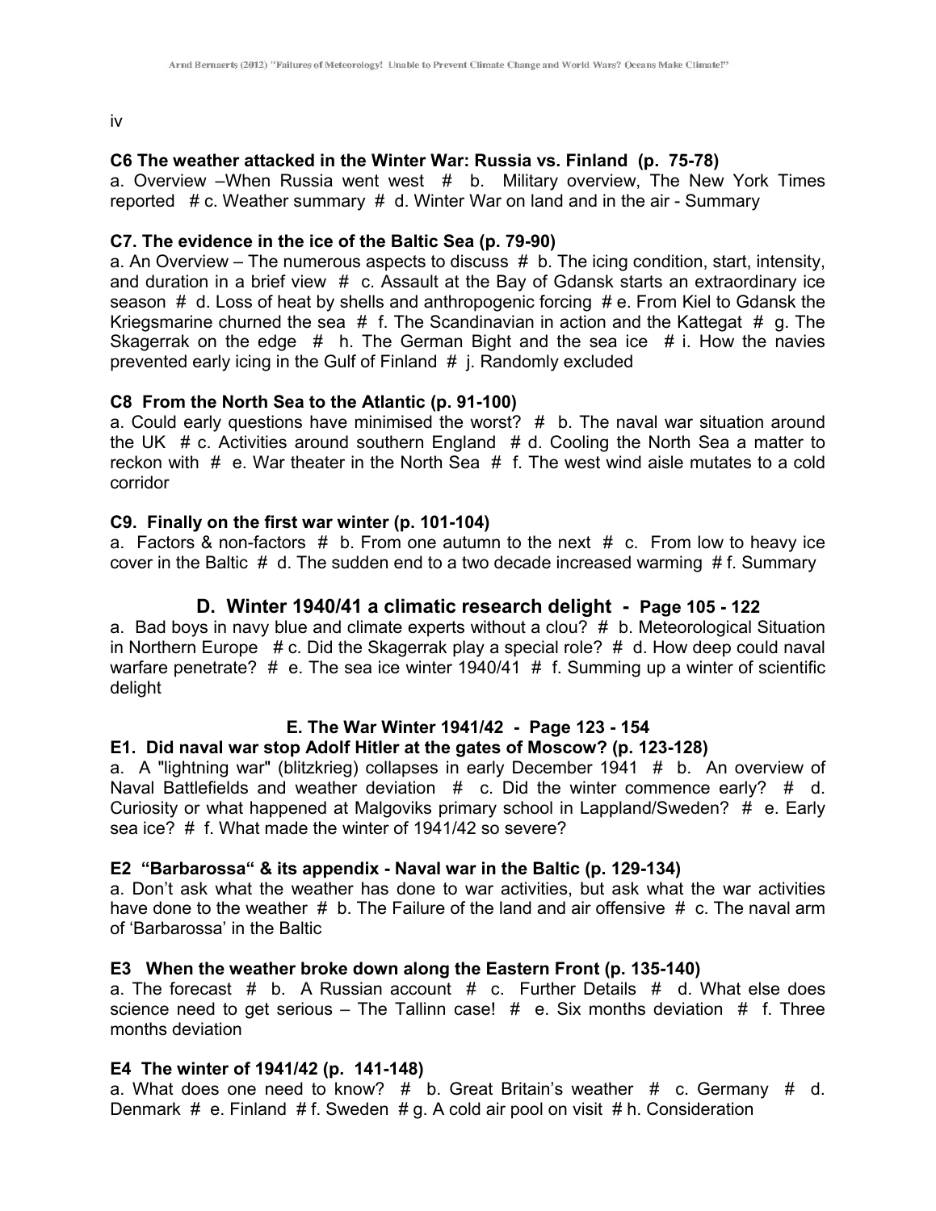iv

### C6 The weather attacked in the Winter War: Russia vs. Finland (p. 75-78)

a. Overview –When Russia went west # b. Military overview, The New York Times reported # c. Weather summary # d. Winter War on land and in the air - Summary

### C7. The evidence in the ice of the Baltic Sea (p. 79-90)

a. An Overview – The numerous aspects to discuss # b. The icing condition, start, intensity, and duration in a brief view # c. Assault at the Bay of Gdansk starts an extraordinary ice season # d. Loss of heat by shells and anthropogenic forcing # e. From Kiel to Gdansk the Kriegsmarine churned the sea # f. The Scandinavian in action and the Kattegat # g. The Skagerrak on the edge # h. The German Bight and the sea ice # i. How the navies prevented early icing in the Gulf of Finland # j. Randomly excluded

### C8 From the North Sea to the Atlantic (p. 91-100)

a. Could early questions have minimised the worst? # b. The naval war situation around the UK # c. Activities around southern England # d. Cooling the North Sea a matter to reckon with # e. War theater in the North Sea # f. The west wind aisle mutates to a cold corridor

### C9. Finally on the first war winter (p. 101-104)

a. Factors & non-factors # b. From one autumn to the next # c. From low to heavy ice cover in the Baltic # d. The sudden end to a two decade increased warming # f. Summary

## D. Winter 1940/41 a climatic research delight - Page 105 - 122

a. Bad boys in navy blue and climate experts without a clou? # b. Meteorological Situation in Northern Europe # c. Did the Skagerrak play a special role? # d. How deep could naval warfare penetrate? # e. The sea ice winter 1940/41 # f. Summing up a winter of scientific delight

## E. The War Winter 1941/42 - Page 123 - 154

### E1. Did naval war stop Adolf Hitler at the gates of Moscow? (p. 123-128)

a. A "lightning war" (blitzkrieg) collapses in early December 1941 # b. An overview of Naval Battlefields and weather deviation # c. Did the winter commence early? # d. Curiosity or what happened at Malgoviks primary school in Lappland/Sweden? # e. Early sea ice? # f. What made the winter of 1941/42 so severe?

### E2 "Barbarossa" & its appendix - Naval war in the Baltic (p. 129-134)

a. Don't ask what the weather has done to war activities, but ask what the war activities have done to the weather # b. The Failure of the land and air offensive # c. The naval arm of 'Barbarossa' in the Baltic

### E3 When the weather broke down along the Eastern Front (p. 135-140)

a. The forecast # b. A Russian account # c. Further Details # d. What else does science need to get serious – The Tallinn case! # e. Six months deviation # f. Three months deviation

### E4 The winter of 1941/42 (p. 141-148)

a. What does one need to know? # b. Great Britain's weather # c. Germany # d. Denmark # e. Finland # f. Sweden # g. A cold air pool on visit # h. Consideration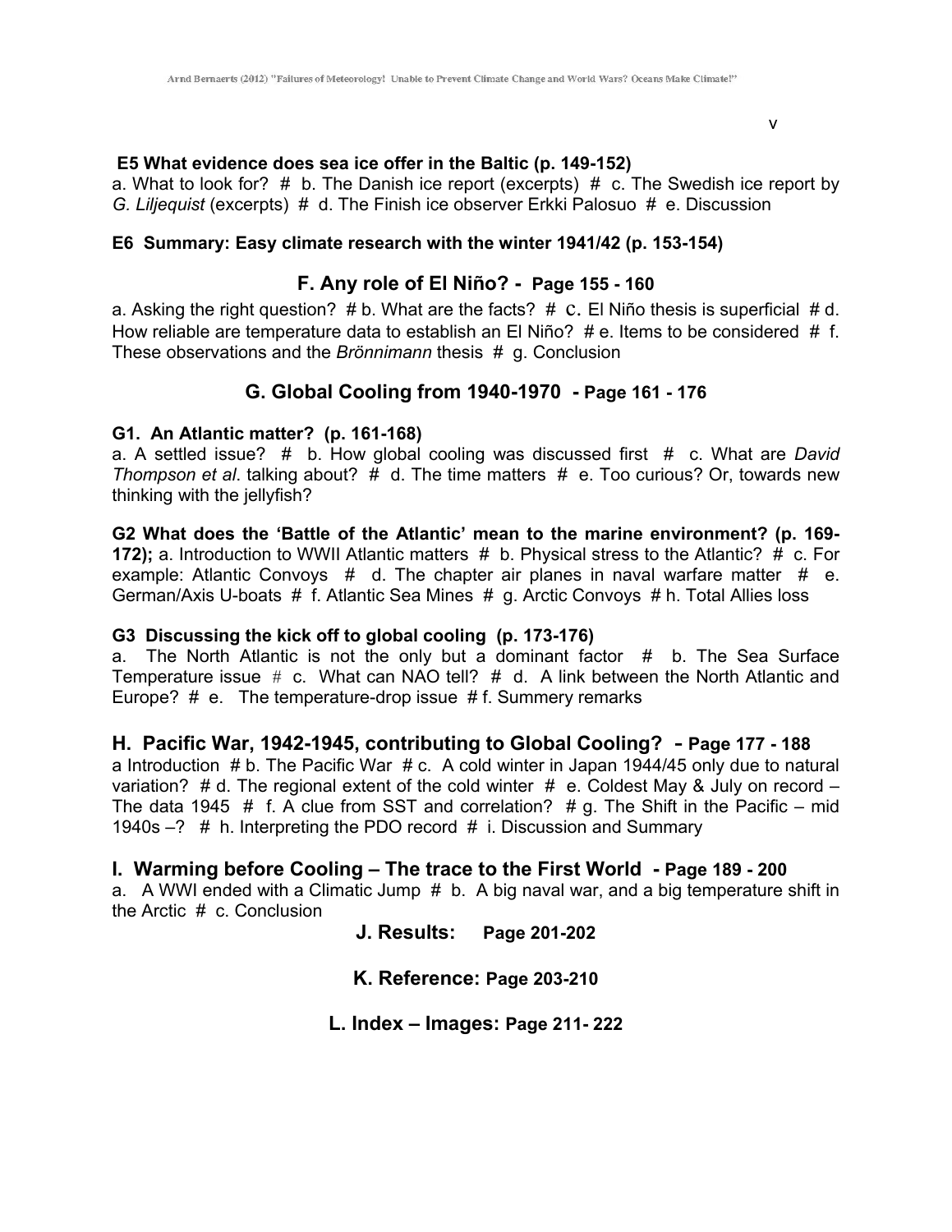**E5 What evidence does sea ice offer in the Baltic (p. 149-152)**

a. What to look for? # b. The Danish ice report (excerpts) # c. The Swedish ice report by *G. Liljequist* (excerpts) # d. The Finish ice observer Erkki Palosuo # e. Discussion

**E6 Summary: Easy climate research with the winter 1941/42 (p. 153-154)**

## F. Any role of El Niño? - Page 155 - 160

a. Asking the right question? # b. What are the facts? # c. El Niño thesis is superficial # d. How reliable are temperature data to establish an El Niño? # e. Items to be considered # f. These observations and the *Brönnimann* thesis # g. Conclusion

## G. Global Cooling from 1940-1970 - Page 161 - 176

**G1. An Atlantic matter? (p. 161-168)**

a. A settled issue? # b. How global cooling was discussed first # c. What are *David Thompson et al*. talking about? # d. The time matters # e. Too curious? Or, towards new thinking with the jellyfish?

**G2 What does the 'Battle of the Atlantic' mean to the marine environment? (p. 169-172);** a. Introduction to WWII Atlantic matters # b. Physical stress to the Atlantic? # c. For example: Atlantic Convoys # d. The chapter air planes in naval warfare matter # e. German/Axis U-boats # f. Atlantic Sea Mines # g. Arctic Convoys # h. Total Allies loss

**G3 Discussing the kick off to global cooling (p. 173-176)**

a. The North Atlantic is not the only but a dominant factor # b. The Sea Surface Temperature issue # c. What can NAO tell? # d. A link between the North Atlantic and Europe? # e. The temperature-drop issue # f. Summery remarks

## H. Pacific War, 1942-1945, contributing to Global Cooling? - Page 177 - 188

a Introduction # b. The Pacific War # c. A cold winter in Japan 1944/45 only due to natural variation? # d. The regional extent of the cold winter # e. Coldest May & July on record – The data 1945 # f. A clue from SST and correlation? # g. The Shift in the Pacific – mid 1940s –? # h. Interpreting the PDO record # i. Discussion and Summary

## I. Warming before Cooling – The trace to the First World - Page 189 - 200

a. A WWI ended with a Climatic Jump # b. A big naval war, and a big temperature shift in the Arctic # c. Conclusion

## J. Results: Page 201-202

## K. Reference: Page 203-210

## L. Index – Images: Page 211- 222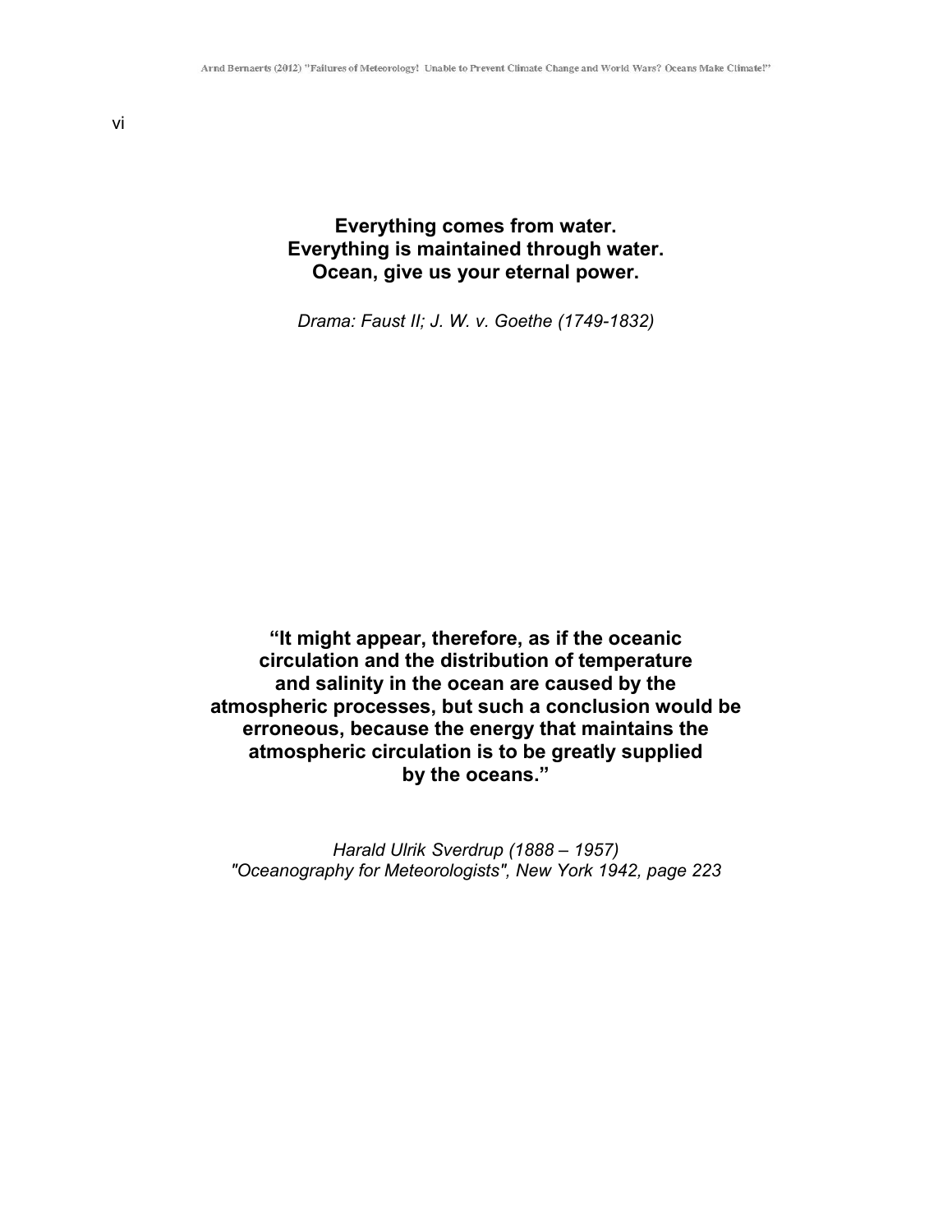**Everything comes from water.**
**Everything is maintained through water.**
**Ocean, give us your eternal power.**

*Drama: Faust II; J. W. v. Goethe (1749-1832)*

**“It might appear, therefore, as if the oceanic circulation and the distribution of temperature and salinity in the ocean are caused by the atmospheric processes, but such a conclusion would be erroneous, because the energy that maintains the atmospheric circulation is to be greatly supplied by the oceans.”**

*Harald Ulrik Sverdrup (1888 – 1957)*
*"Oceanography for Meteorologists", New York 1942, page 223*